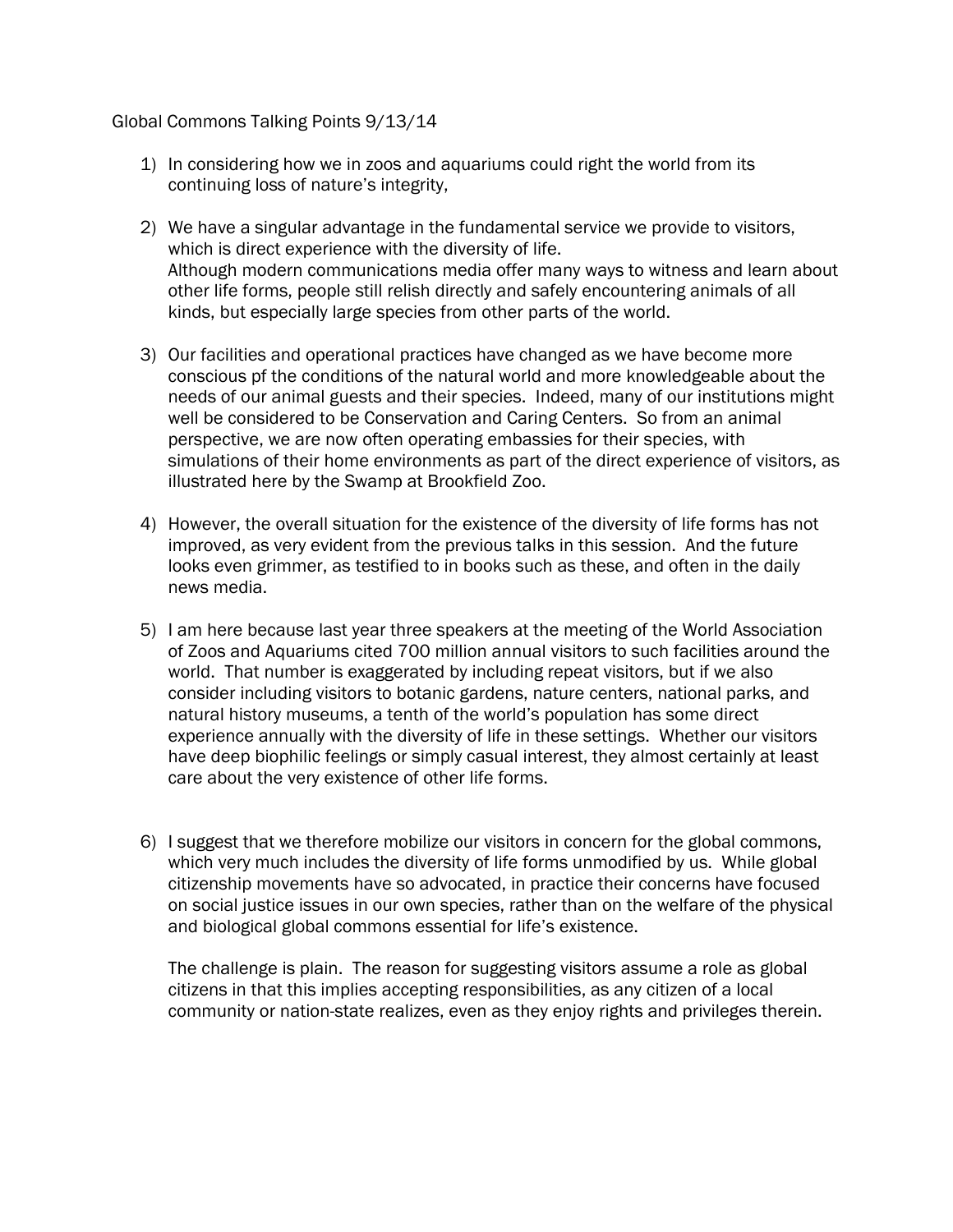Global Commons Talking Points 9/13/14

1) In considering how we in zoos and aquariums could right the world from its continuing loss of nature's integrity,

2) We have a singular advantage in the fundamental service we provide to visitors, which is direct experience with the diversity of life.
   Although modern communications media offer many ways to witness and learn about other life forms, people still relish directly and safely encountering animals of all kinds, but especially large species from other parts of the world.

3) Our facilities and operational practices have changed as we have become more conscious pf the conditions of the natural world and more knowledgeable about the needs of our animal guests and their species. Indeed, many of our institutions might well be considered to be Conservation and Caring Centers. So from an animal perspective, we are now often operating embassies for their species, with simulations of their home environments as part of the direct experience of visitors, as illustrated here by the Swamp at Brookfield Zoo.

4) However, the overall situation for the existence of the diversity of life forms has not improved, as very evident from the previous talks in this session. And the future looks even grimmer, as testified to in books such as these, and often in the daily news media.

5) I am here because last year three speakers at the meeting of the World Association of Zoos and Aquariums cited 700 million annual visitors to such facilities around the world. That number is exaggerated by including repeat visitors, but if we also consider including visitors to botanic gardens, nature centers, national parks, and natural history museums, a tenth of the world's population has some direct experience annually with the diversity of life in these settings. Whether our visitors have deep biophilic feelings or simply casual interest, they almost certainly at least care about the very existence of other life forms.

6) I suggest that we therefore mobilize our visitors in concern for the global commons, which very much includes the diversity of life forms unmodified by us. While global citizenship movements have so advocated, in practice their concerns have focused on social justice issues in our own species, rather than on the welfare of the physical and biological global commons essential for life's existence.

   The challenge is plain. The reason for suggesting visitors assume a role as global citizens in that this implies accepting responsibilities, as any citizen of a local community or nation-state realizes, even as they enjoy rights and privileges therein.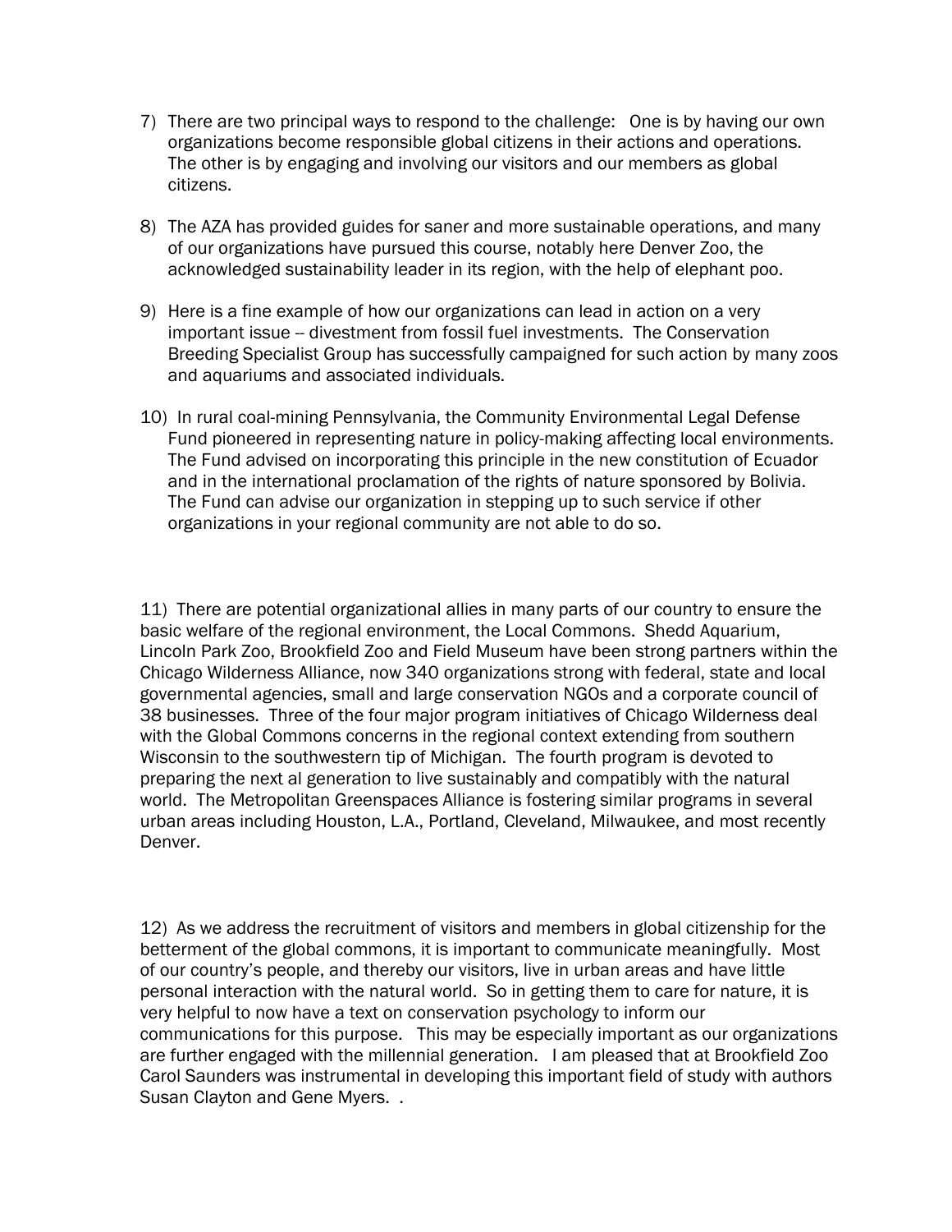7) There are two principal ways to respond to the challenge: One is by having our own organizations become responsible global citizens in their actions and operations. The other is by engaging and involving our visitors and our members as global citizens.

8) The AZA has provided guides for saner and more sustainable operations, and many of our organizations have pursued this course, notably here Denver Zoo, the acknowledged sustainability leader in its region, with the help of elephant poo.

9) Here is a fine example of how our organizations can lead in action on a very important issue -- divestment from fossil fuel investments. The Conservation Breeding Specialist Group has successfully campaigned for such action by many zoos and aquariums and associated individuals.

10) In rural coal-mining Pennsylvania, the Community Environmental Legal Defense Fund pioneered in representing nature in policy-making affecting local environments. The Fund advised on incorporating this principle in the new constitution of Ecuador and in the international proclamation of the rights of nature sponsored by Bolivia. The Fund can advise our organization in stepping up to such service if other organizations in your regional community are not able to do so.

11) There are potential organizational allies in many parts of our country to ensure the basic welfare of the regional environment, the Local Commons. Shedd Aquarium, Lincoln Park Zoo, Brookfield Zoo and Field Museum have been strong partners within the Chicago Wilderness Alliance, now 340 organizations strong with federal, state and local governmental agencies, small and large conservation NGOs and a corporate council of 38 businesses. Three of the four major program initiatives of Chicago Wilderness deal with the Global Commons concerns in the regional context extending from southern Wisconsin to the southwestern tip of Michigan. The fourth program is devoted to preparing the next al generation to live sustainably and compatibly with the natural world. The Metropolitan Greenspaces Alliance is fostering similar programs in several urban areas including Houston, L.A., Portland, Cleveland, Milwaukee, and most recently Denver.

12) As we address the recruitment of visitors and members in global citizenship for the betterment of the global commons, it is important to communicate meaningfully. Most of our country's people, and thereby our visitors, live in urban areas and have little personal interaction with the natural world. So in getting them to care for nature, it is very helpful to now have a text on conservation psychology to inform our communications for this purpose. This may be especially important as our organizations are further engaged with the millennial generation. I am pleased that at Brookfield Zoo Carol Saunders was instrumental in developing this important field of study with authors Susan Clayton and Gene Myers. .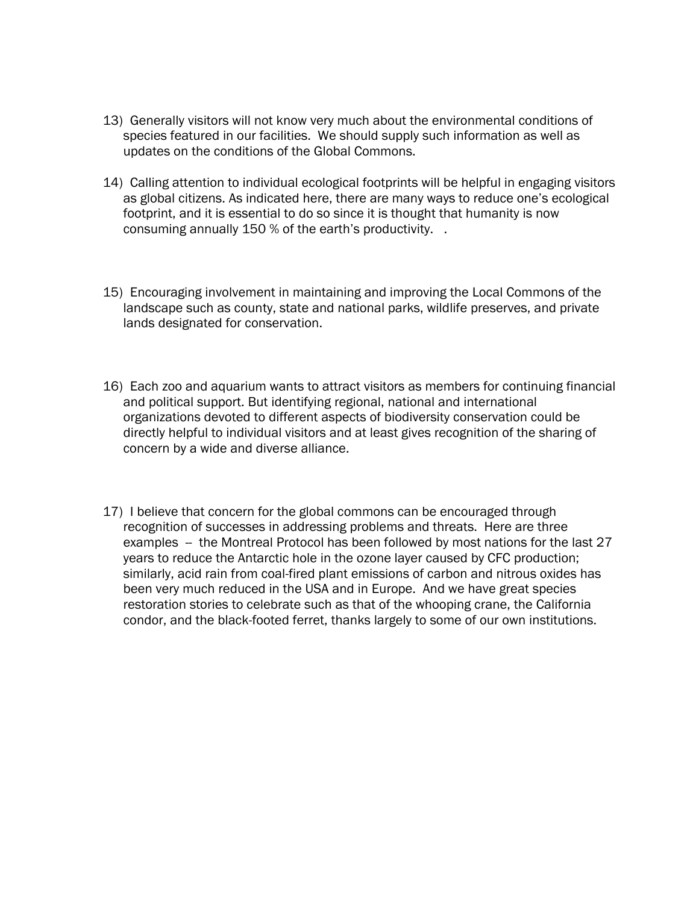13) Generally visitors will not know very much about the environmental conditions of species featured in our facilities. We should supply such information as well as updates on the conditions of the Global Commons.

14) Calling attention to individual ecological footprints will be helpful in engaging visitors as global citizens. As indicated here, there are many ways to reduce one's ecological footprint, and it is essential to do so since it is thought that humanity is now consuming annually 150 % of the earth's productivity. .

15) Encouraging involvement in maintaining and improving the Local Commons of the landscape such as county, state and national parks, wildlife preserves, and private lands designated for conservation.

16) Each zoo and aquarium wants to attract visitors as members for continuing financial and political support. But identifying regional, national and international organizations devoted to different aspects of biodiversity conservation could be directly helpful to individual visitors and at least gives recognition of the sharing of concern by a wide and diverse alliance.

17) I believe that concern for the global commons can be encouraged through recognition of successes in addressing problems and threats. Here are three examples -- the Montreal Protocol has been followed by most nations for the last 27 years to reduce the Antarctic hole in the ozone layer caused by CFC production; similarly, acid rain from coal-fired plant emissions of carbon and nitrous oxides has been very much reduced in the USA and in Europe. And we have great species restoration stories to celebrate such as that of the whooping crane, the California condor, and the black-footed ferret, thanks largely to some of our own institutions.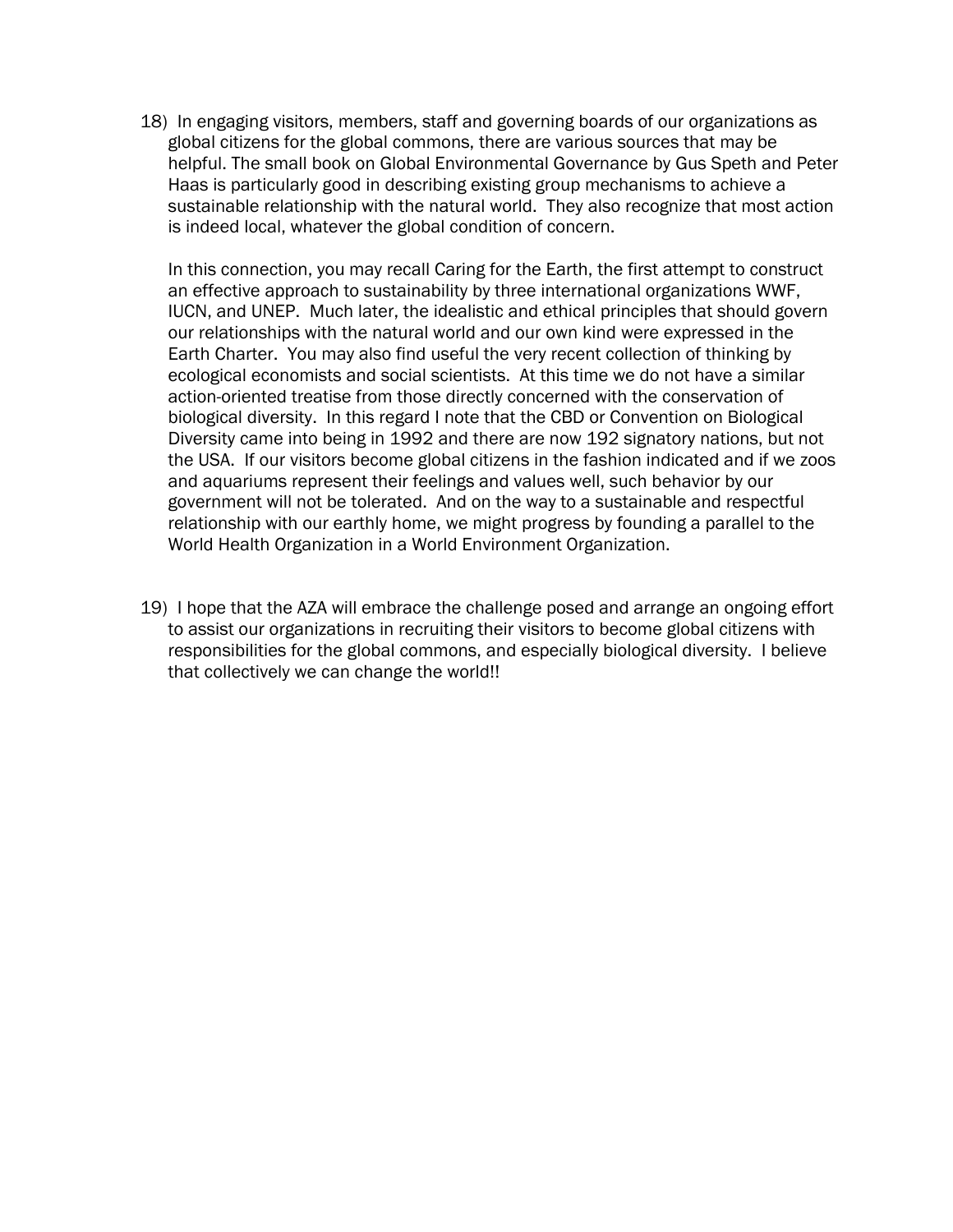18) In engaging visitors, members, staff and governing boards of our organizations as global citizens for the global commons, there are various sources that may be helpful. The small book on Global Environmental Governance by Gus Speth and Peter Haas is particularly good in describing existing group mechanisms to achieve a sustainable relationship with the natural world. They also recognize that most action is indeed local, whatever the global condition of concern.

    In this connection, you may recall Caring for the Earth, the first attempt to construct an effective approach to sustainability by three international organizations WWF, IUCN, and UNEP. Much later, the idealistic and ethical principles that should govern our relationships with the natural world and our own kind were expressed in the Earth Charter. You may also find useful the very recent collection of thinking by ecological economists and social scientists. At this time we do not have a similar action-oriented treatise from those directly concerned with the conservation of biological diversity. In this regard I note that the CBD or Convention on Biological Diversity came into being in 1992 and there are now 192 signatory nations, but not the USA. If our visitors become global citizens in the fashion indicated and if we zoos and aquariums represent their feelings and values well, such behavior by our government will not be tolerated. And on the way to a sustainable and respectful relationship with our earthly home, we might progress by founding a parallel to the World Health Organization in a World Environment Organization.

19) I hope that the AZA will embrace the challenge posed and arrange an ongoing effort to assist our organizations in recruiting their visitors to become global citizens with responsibilities for the global commons, and especially biological diversity. I believe that collectively we can change the world!!